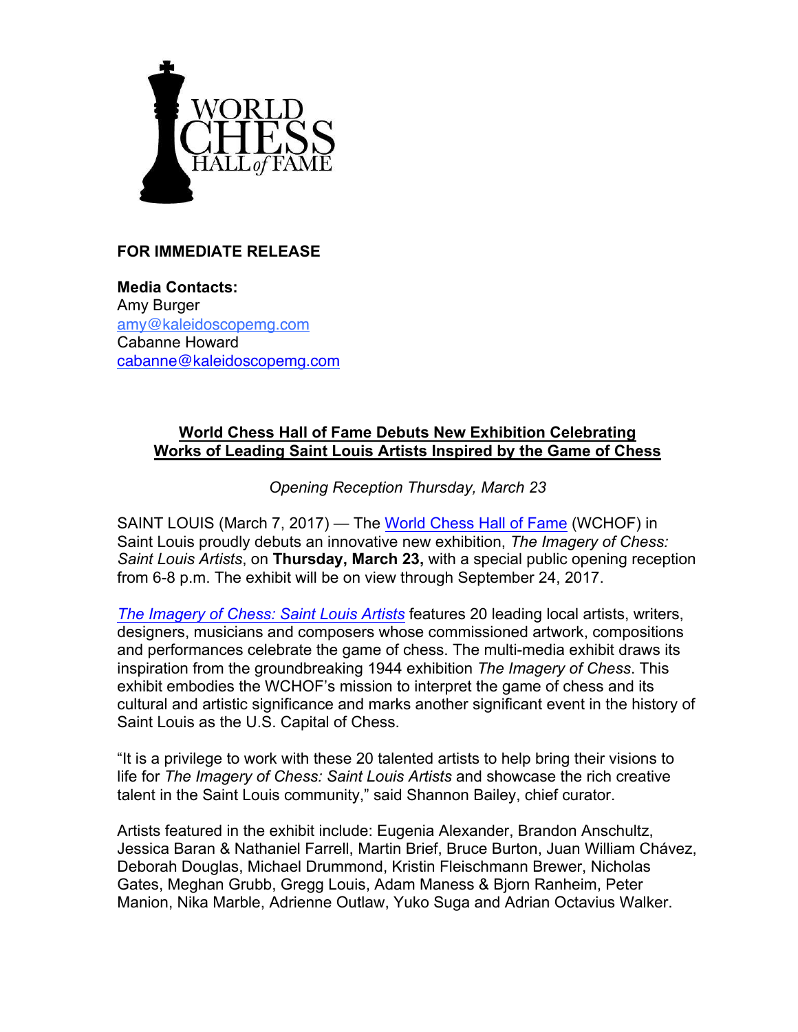WORLD CHESS HALL of FAME

**FOR IMMEDIATE RELEASE**

**Media Contacts:**
Amy Burger
amy@kaleidoscopemg.com
Cabanne Howard
cabanne@kaleidoscopemg.com

## World Chess Hall of Fame Debuts New Exhibition Celebrating Works of Leading Saint Louis Artists Inspired by the Game of Chess

*Opening Reception Thursday, March 23*

SAINT LOUIS (March 7, 2017) — The World Chess Hall of Fame (WCHOF) in Saint Louis proudly debuts an innovative new exhibition, *The Imagery of Chess: Saint Louis Artists*, on **Thursday, March 23,** with a special public opening reception from 6-8 p.m. The exhibit will be on view through September 24, 2017.

*The Imagery of Chess: Saint Louis Artists* features 20 leading local artists, writers, designers, musicians and composers whose commissioned artwork, compositions and performances celebrate the game of chess. The multi-media exhibit draws its inspiration from the groundbreaking 1944 exhibition *The Imagery of Chess*. This exhibit embodies the WCHOF's mission to interpret the game of chess and its cultural and artistic significance and marks another significant event in the history of Saint Louis as the U.S. Capital of Chess.

"It is a privilege to work with these 20 talented artists to help bring their visions to life for *The Imagery of Chess: Saint Louis Artists* and showcase the rich creative talent in the Saint Louis community," said Shannon Bailey, chief curator.

Artists featured in the exhibit include: Eugenia Alexander, Brandon Anschultz, Jessica Baran & Nathaniel Farrell, Martin Brief, Bruce Burton, Juan William Chávez, Deborah Douglas, Michael Drummond, Kristin Fleischmann Brewer, Nicholas Gates, Meghan Grubb, Gregg Louis, Adam Maness & Bjorn Ranheim, Peter Manion, Nika Marble, Adrienne Outlaw, Yuko Suga and Adrian Octavius Walker.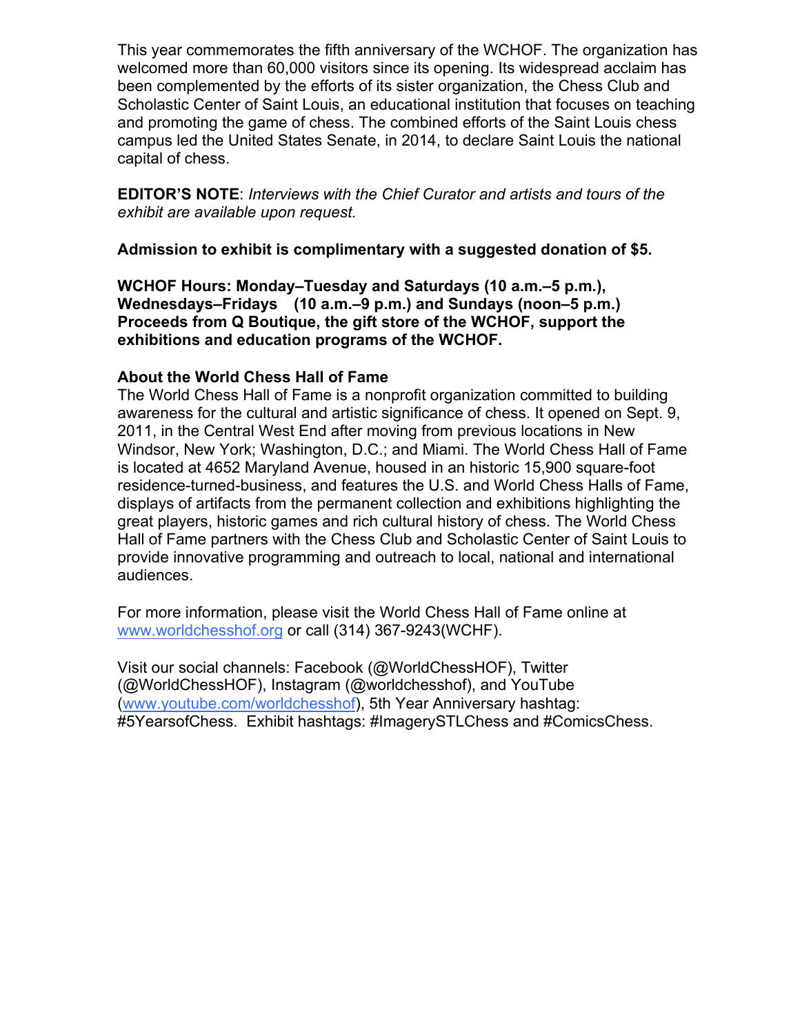This year commemorates the fifth anniversary of the WCHOF. The organization has welcomed more than 60,000 visitors since its opening. Its widespread acclaim has been complemented by the efforts of its sister organization, the Chess Club and Scholastic Center of Saint Louis, an educational institution that focuses on teaching and promoting the game of chess. The combined efforts of the Saint Louis chess campus led the United States Senate, in 2014, to declare Saint Louis the national capital of chess.

**EDITOR'S NOTE**: *Interviews with the Chief Curator and artists and tours of the exhibit are available upon request.*

**Admission to exhibit is complimentary with a suggested donation of $5.**

**WCHOF Hours: Monday–Tuesday and Saturdays (10 a.m.–5 p.m.), Wednesdays–Fridays (10 a.m.–9 p.m.) and Sundays (noon–5 p.m.) Proceeds from Q Boutique, the gift store of the WCHOF, support the exhibitions and education programs of the WCHOF.**

**About the World Chess Hall of Fame**

The World Chess Hall of Fame is a nonprofit organization committed to building awareness for the cultural and artistic significance of chess. It opened on Sept. 9, 2011, in the Central West End after moving from previous locations in New Windsor, New York; Washington, D.C.; and Miami. The World Chess Hall of Fame is located at 4652 Maryland Avenue, housed in an historic 15,900 square-foot residence-turned-business, and features the U.S. and World Chess Halls of Fame, displays of artifacts from the permanent collection and exhibitions highlighting the great players, historic games and rich cultural history of chess. The World Chess Hall of Fame partners with the Chess Club and Scholastic Center of Saint Louis to provide innovative programming and outreach to local, national and international audiences.

For more information, please visit the World Chess Hall of Fame online at www.worldchesshof.org or call (314) 367-9243(WCHF).

Visit our social channels: Facebook (@WorldChessHOF), Twitter (@WorldChessHOF), Instagram (@worldchesshof), and YouTube (www.youtube.com/worldchesshof), 5th Year Anniversary hashtag: #5YearsofChess. Exhibit hashtags: #ImagerySTLChess and #ComicsChess.